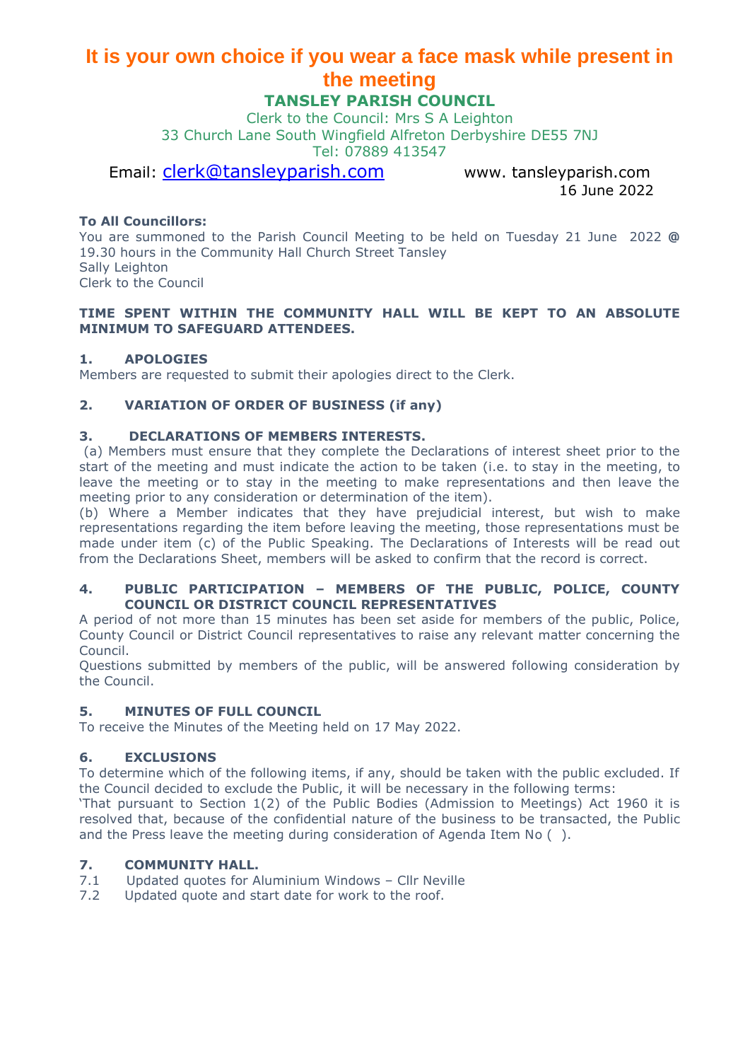# It is your own choice if you wear a face mask while present in the meeting

## TANSLEY PARISH COUNCIL

Clerk to the Council: Mrs S A Leighton
33 Church Lane South Wingfield Alfreton Derbyshire DE55 7NJ
Tel: 07889 413547

Email: clerk@tansleyparish.com www. tansleyparish.com

16 June 2022

**To All Councillors:**
You are summoned to the Parish Council Meeting to be held on Tuesday 21 June 2022 **@** 19.30 hours in the Community Hall Church Street Tansley
Sally Leighton
Clerk to the Council

**TIME SPENT WITHIN THE COMMUNITY HALL WILL BE KEPT TO AN ABSOLUTE MINIMUM TO SAFEGUARD ATTENDEES.**

**1. APOLOGIES**
Members are requested to submit their apologies direct to the Clerk.

**2. VARIATION OF ORDER OF BUSINESS (if any)**

**3. DECLARATIONS OF MEMBERS INTERESTS.**
(a) Members must ensure that they complete the Declarations of interest sheet prior to the start of the meeting and must indicate the action to be taken (i.e. to stay in the meeting, to leave the meeting or to stay in the meeting to make representations and then leave the meeting prior to any consideration or determination of the item).
(b) Where a Member indicates that they have prejudicial interest, but wish to make representations regarding the item before leaving the meeting, those representations must be made under item (c) of the Public Speaking. The Declarations of Interests will be read out from the Declarations Sheet, members will be asked to confirm that the record is correct.

**4. PUBLIC PARTICIPATION – MEMBERS OF THE PUBLIC, POLICE, COUNTY COUNCIL OR DISTRICT COUNCIL REPRESENTATIVES**
A period of not more than 15 minutes has been set aside for members of the public, Police, County Council or District Council representatives to raise any relevant matter concerning the Council.
Questions submitted by members of the public, will be answered following consideration by the Council.

**5. MINUTES OF FULL COUNCIL**
To receive the Minutes of the Meeting held on 17 May 2022.

**6. EXCLUSIONS**
To determine which of the following items, if any, should be taken with the public excluded. If the Council decided to exclude the Public, it will be necessary in the following terms:
'That pursuant to Section 1(2) of the Public Bodies (Admission to Meetings) Act 1960 it is resolved that, because of the confidential nature of the business to be transacted, the Public and the Press leave the meeting during consideration of Agenda Item No ( ).

**7. COMMUNITY HALL.**
7.1 Updated quotes for Aluminium Windows – Cllr Neville
7.2 Updated quote and start date for work to the roof.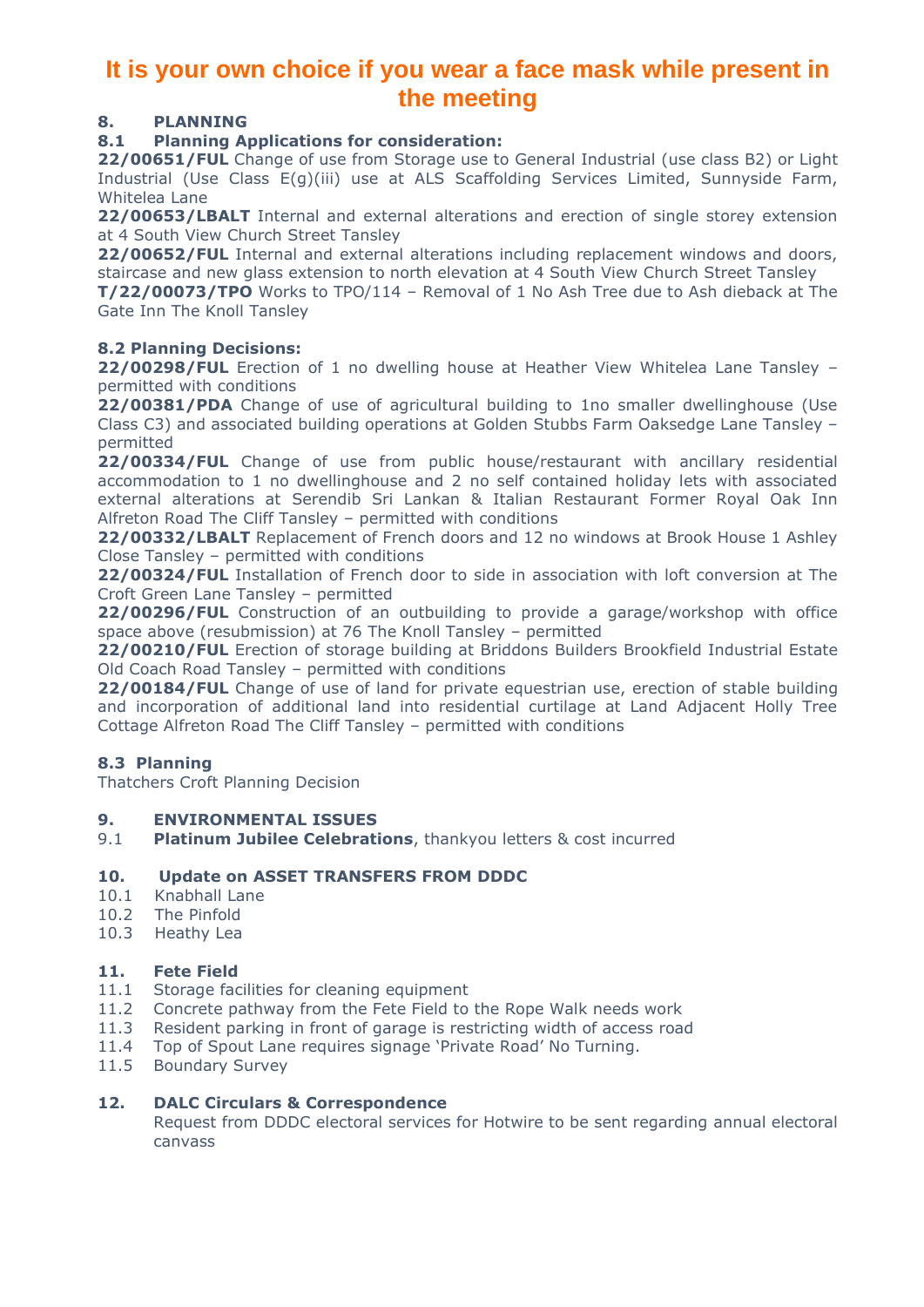**It is your own choice if you wear a face mask while present in the meeting**

## 8. PLANNING

### 8.1 Planning Applications for consideration:

**22/00651/FUL** Change of use from Storage use to General Industrial (use class B2) or Light Industrial (Use Class E(g)(iii) use at ALS Scaffolding Services Limited, Sunnyside Farm, Whitelea Lane

**22/00653/LBALT** Internal and external alterations and erection of single storey extension at 4 South View Church Street Tansley

**22/00652/FUL** Internal and external alterations including replacement windows and doors, staircase and new glass extension to north elevation at 4 South View Church Street Tansley

**T/22/00073/TPO** Works to TPO/114 – Removal of 1 No Ash Tree due to Ash dieback at The Gate Inn The Knoll Tansley

### 8.2 Planning Decisions:

**22/00298/FUL** Erection of 1 no dwelling house at Heather View Whitelea Lane Tansley – permitted with conditions

**22/00381/PDA** Change of use of agricultural building to 1no smaller dwellinghouse (Use Class C3) and associated building operations at Golden Stubbs Farm Oaksedge Lane Tansley – permitted

**22/00334/FUL** Change of use from public house/restaurant with ancillary residential accommodation to 1 no dwellinghouse and 2 no self contained holiday lets with associated external alterations at Serendib Sri Lankan & Italian Restaurant Former Royal Oak Inn Alfreton Road The Cliff Tansley – permitted with conditions

**22/00332/LBALT** Replacement of French doors and 12 no windows at Brook House 1 Ashley Close Tansley – permitted with conditions

**22/00324/FUL** Installation of French door to side in association with loft conversion at The Croft Green Lane Tansley – permitted

**22/00296/FUL** Construction of an outbuilding to provide a garage/workshop with office space above (resubmission) at 76 The Knoll Tansley – permitted

**22/00210/FUL** Erection of storage building at Briddons Builders Brookfield Industrial Estate Old Coach Road Tansley – permitted with conditions

**22/00184/FUL** Change of use of land for private equestrian use, erection of stable building and incorporation of additional land into residential curtilage at Land Adjacent Holly Tree Cottage Alfreton Road The Cliff Tansley – permitted with conditions

### 8.3 Planning

Thatchers Croft Planning Decision

## 9. ENVIRONMENTAL ISSUES

9.1 **Platinum Jubilee Celebrations**, thankyou letters & cost incurred

## 10. Update on ASSET TRANSFERS FROM DDDC

10.1 Knabhall Lane
10.2 The Pinfold
10.3 Heathy Lea

## 11. Fete Field

11.1 Storage facilities for cleaning equipment
11.2 Concrete pathway from the Fete Field to the Rope Walk needs work
11.3 Resident parking in front of garage is restricting width of access road
11.4 Top of Spout Lane requires signage 'Private Road' No Turning.
11.5 Boundary Survey

## 12. DALC Circulars & Correspondence

Request from DDDC electoral services for Hotwire to be sent regarding annual electoral canvass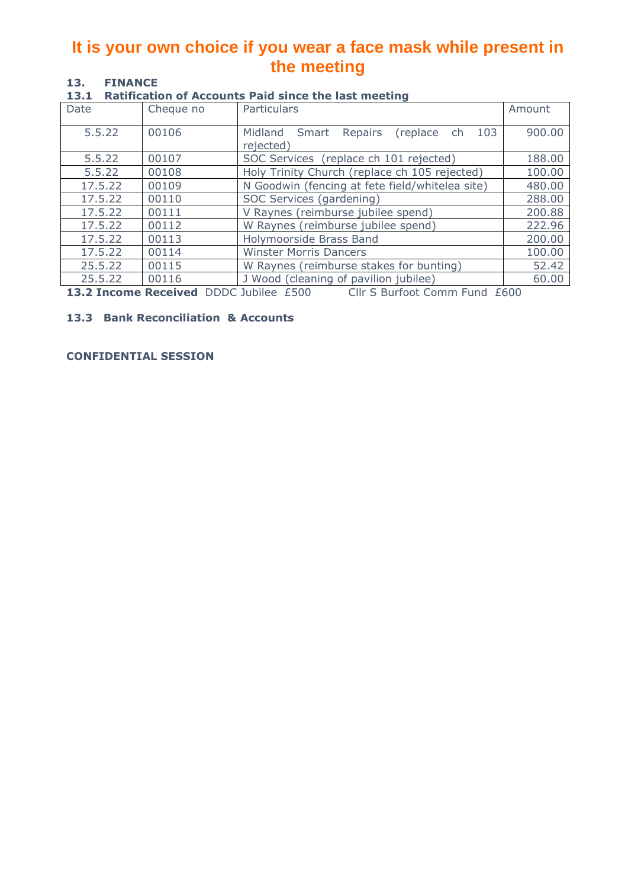# It is your own choice if you wear a face mask while present in the meeting

## 13. FINANCE

### 13.1 Ratification of Accounts Paid since the last meeting

| Date | Cheque no | Particulars | Amount |
|---|---|---|---|
| 5.5.22 | 00106 | Midland Smart Repairs (replace ch 103 rejected) | 900.00 |
| 5.5.22 | 00107 | SOC Services (replace ch 101 rejected) | 188.00 |
| 5.5.22 | 00108 | Holy Trinity Church (replace ch 105 rejected) | 100.00 |
| 17.5.22 | 00109 | N Goodwin (fencing at fete field/whitelea site) | 480.00 |
| 17.5.22 | 00110 | SOC Services (gardening) | 288.00 |
| 17.5.22 | 00111 | V Raynes (reimburse jubilee spend) | 200.88 |
| 17.5.22 | 00112 | W Raynes (reimburse jubilee spend) | 222.96 |
| 17.5.22 | 00113 | Holymoorside Brass Band | 200.00 |
| 17.5.22 | 00114 | Winster Morris Dancers | 100.00 |
| 25.5.22 | 00115 | W Raynes (reimburse stakes for bunting) | 52.42 |
| 25.5.22 | 00116 | J Wood (cleaning of pavilion jubilee) | 60.00 |

**13.2 Income Received** DDDC Jubilee £500 Cllr S Burfoot Comm Fund £600

**13.3 Bank Reconciliation & Accounts**

**CONFIDENTIAL SESSION**